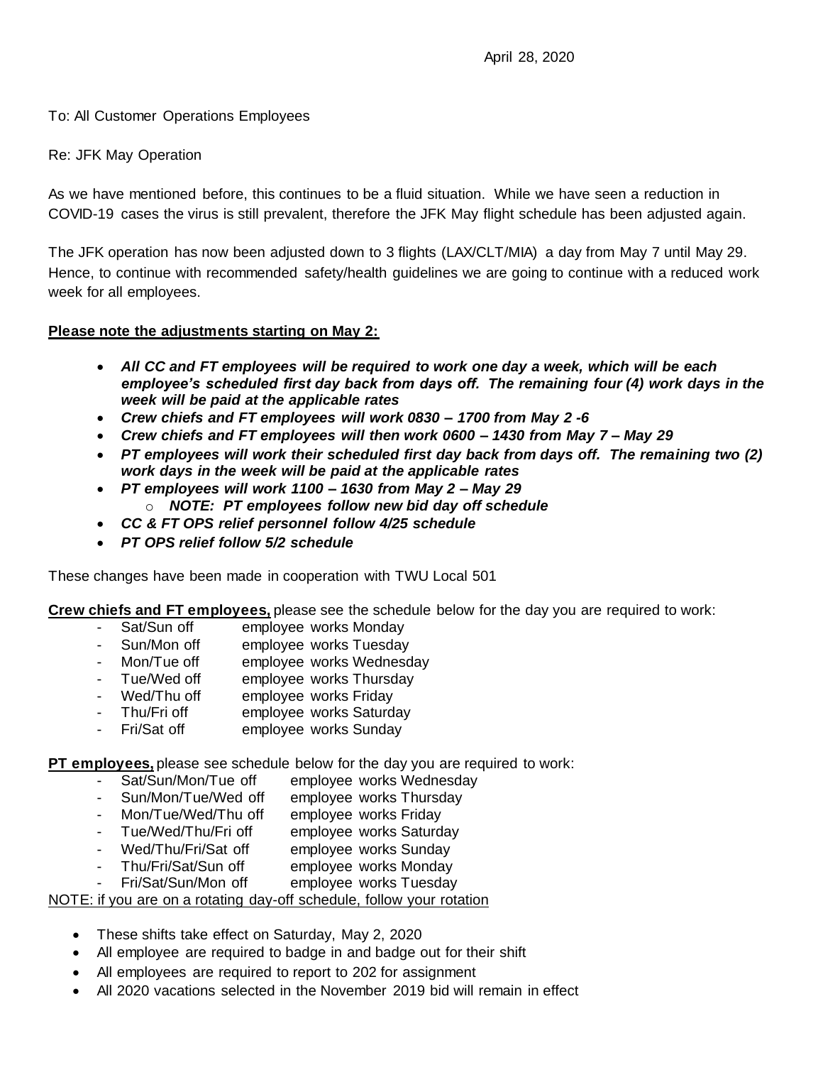April 28, 2020

To: All Customer Operations Employees

Re: JFK May Operation

As we have mentioned before, this continues to be a fluid situation. While we have seen a reduction in COVID-19 cases the virus is still prevalent, therefore the JFK May flight schedule has been adjusted again.

The JFK operation has now been adjusted down to 3 flights (LAX/CLT/MIA) a day from May 7 until May 29. Hence, to continue with recommended safety/health guidelines we are going to continue with a reduced work week for all employees.

<u>**Please note the adjustments starting on May 2:**</u>

- ***All CC and FT employees will be required to work one day a week, which will be each employee's scheduled first day back from days off. The remaining four (4) work days in the week will be paid at the applicable rates***
- ***Crew chiefs and FT employees will work 0830 – 1700 from May 2 -6***
- ***Crew chiefs and FT employees will then work 0600 – 1430 from May 7 – May 29***
- ***PT employees will work their scheduled first day back from days off. The remaining two (2) work days in the week will be paid at the applicable rates***
- ***PT employees will work 1100 – 1630 from May 2 – May 29***
  - ***NOTE: PT employees follow new bid day off schedule***
- ***CC & FT OPS relief personnel follow 4/25 schedule***
- ***PT OPS relief follow 5/2 schedule***

These changes have been made in cooperation with TWU Local 501

<u>**Crew chiefs and FT employees,**</u> please see the schedule below for the day you are required to work:

- Sat/Sun off employee works Monday
- Sun/Mon off employee works Tuesday
- Mon/Tue off employee works Wednesday
- Tue/Wed off employee works Thursday
- Wed/Thu off employee works Friday
- Thu/Fri off employee works Saturday
- Fri/Sat off employee works Sunday

<u>**PT employees,**</u> please see schedule below for the day you are required to work:

- Sat/Sun/Mon/Tue off employee works Wednesday
- Sun/Mon/Tue/Wed off employee works Thursday
- Mon/Tue/Wed/Thu off employee works Friday
- Tue/Wed/Thu/Fri off employee works Saturday
- Wed/Thu/Fri/Sat off employee works Sunday
- Thu/Fri/Sat/Sun off employee works Monday
- Fri/Sat/Sun/Mon off employee works Tuesday

<u>NOTE: if you are on a rotating day-off schedule, follow your rotation</u>

- These shifts take effect on Saturday, May 2, 2020
- All employee are required to badge in and badge out for their shift
- All employees are required to report to 202 for assignment
- All 2020 vacations selected in the November 2019 bid will remain in effect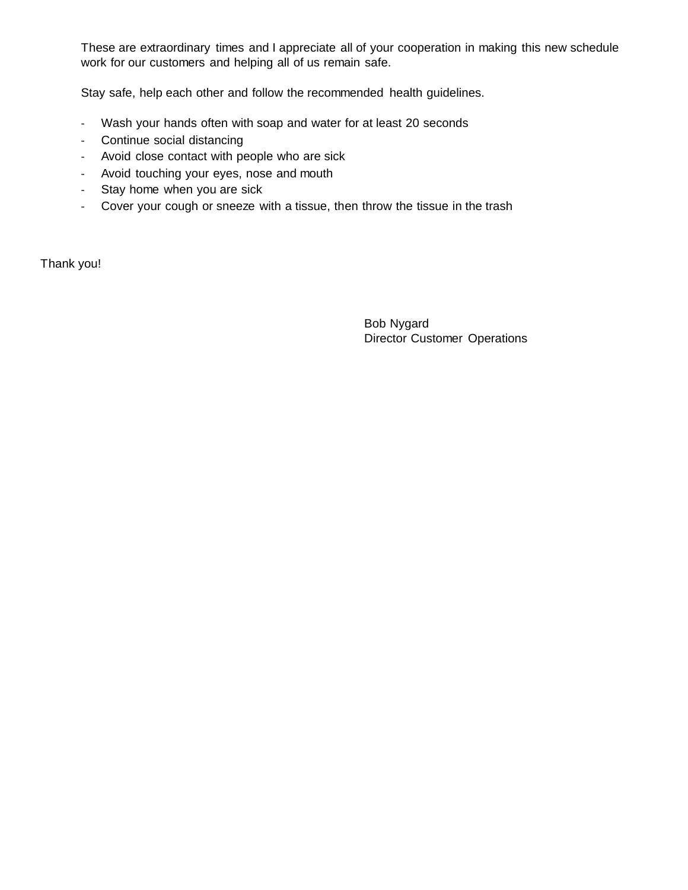These are extraordinary times and I appreciate all of your cooperation in making this new schedule work for our customers and helping all of us remain safe.

Stay safe, help each other and follow the recommended health guidelines.

- Wash your hands often with soap and water for at least 20 seconds
- Continue social distancing
- Avoid close contact with people who are sick
- Avoid touching your eyes, nose and mouth
- Stay home when you are sick
- Cover your cough or sneeze with a tissue, then throw the tissue in the trash

Thank you!

Bob Nygard
Director Customer Operations